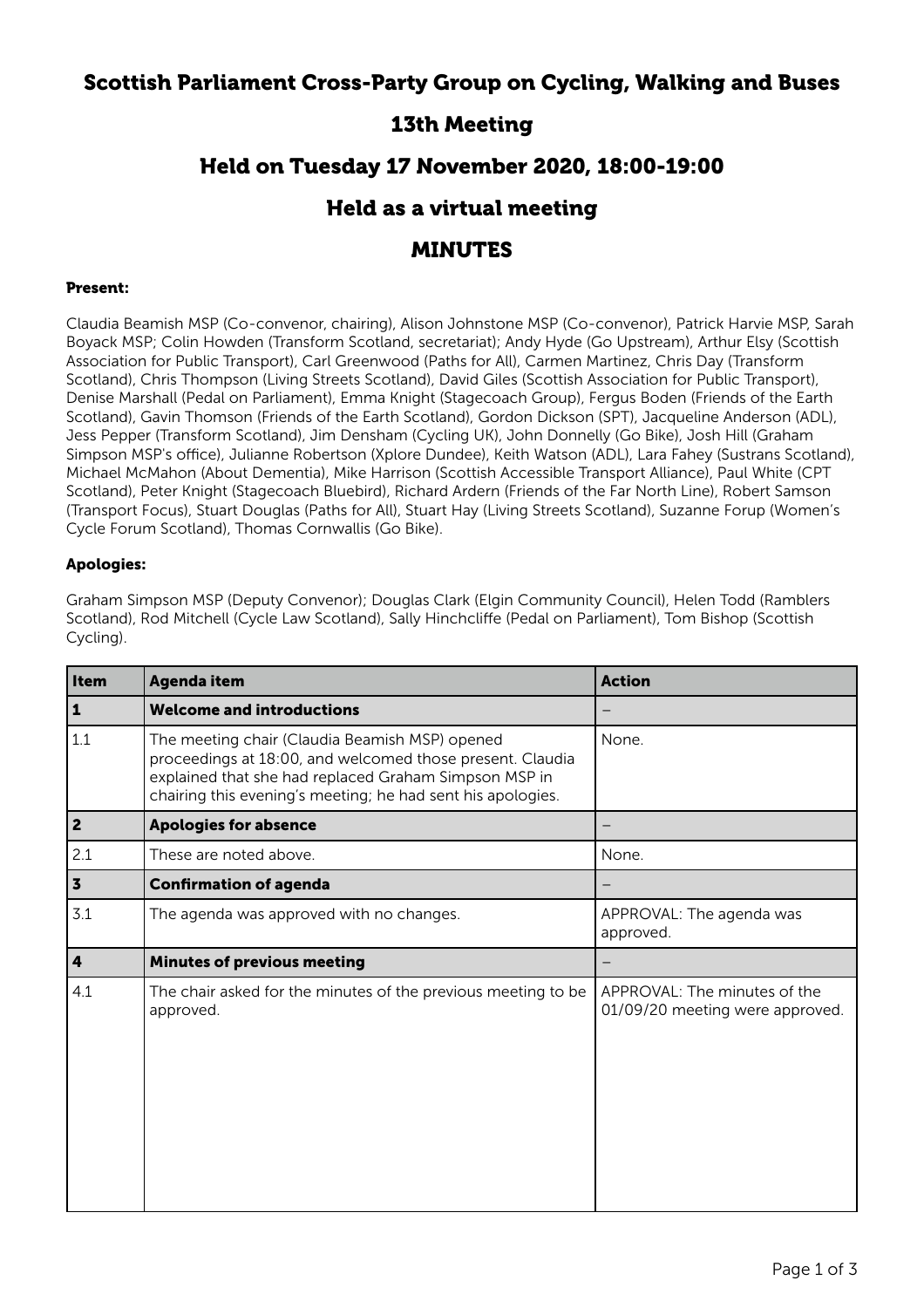# Scottish Parliament Cross-Party Group on Cycling, Walking and Buses

## 13th Meeting

## Held on Tuesday 17 November 2020, 18:00-19:00

## Held as a virtual meeting

## MINUTES

**Present:**

Claudia Beamish MSP (Co-convenor, chairing), Alison Johnstone MSP (Co-convenor), Patrick Harvie MSP, Sarah Boyack MSP; Colin Howden (Transform Scotland, secretariat); Andy Hyde (Go Upstream), Arthur Elsy (Scottish Association for Public Transport), Carl Greenwood (Paths for All), Carmen Martinez, Chris Day (Transform Scotland), Chris Thompson (Living Streets Scotland), David Giles (Scottish Association for Public Transport), Denise Marshall (Pedal on Parliament), Emma Knight (Stagecoach Group), Fergus Boden (Friends of the Earth Scotland), Gavin Thomson (Friends of the Earth Scotland), Gordon Dickson (SPT), Jacqueline Anderson (ADL), Jess Pepper (Transform Scotland), Jim Densham (Cycling UK), John Donnelly (Go Bike), Josh Hill (Graham Simpson MSP's office), Julianne Robertson (Xplore Dundee), Keith Watson (ADL), Lara Fahey (Sustrans Scotland), Michael McMahon (About Dementia), Mike Harrison (Scottish Accessible Transport Alliance), Paul White (CPT Scotland), Peter Knight (Stagecoach Bluebird), Richard Ardern (Friends of the Far North Line), Robert Samson (Transport Focus), Stuart Douglas (Paths for All), Stuart Hay (Living Streets Scotland), Suzanne Forup (Women's Cycle Forum Scotland), Thomas Cornwallis (Go Bike).

**Apologies:**

Graham Simpson MSP (Deputy Convenor); Douglas Clark (Elgin Community Council), Helen Todd (Ramblers Scotland), Rod Mitchell (Cycle Law Scotland), Sally Hinchcliffe (Pedal on Parliament), Tom Bishop (Scottish Cycling).

| Item | Agenda item | Action |
|---|---|---|
| **1** | **Welcome and introductions** | – |
| 1.1 | The meeting chair (Claudia Beamish MSP) opened proceedings at 18:00, and welcomed those present. Claudia explained that she had replaced Graham Simpson MSP in chairing this evening's meeting; he had sent his apologies. | None. |
| **2** | **Apologies for absence** | – |
| 2.1 | These are noted above. | None. |
| **3** | **Confirmation of agenda** | – |
| 3.1 | The agenda was approved with no changes. | APPROVAL: The agenda was approved. |
| **4** | **Minutes of previous meeting** | – |
| 4.1 | The chair asked for the minutes of the previous meeting to be approved. | APPROVAL: The minutes of the 01/09/20 meeting were approved. |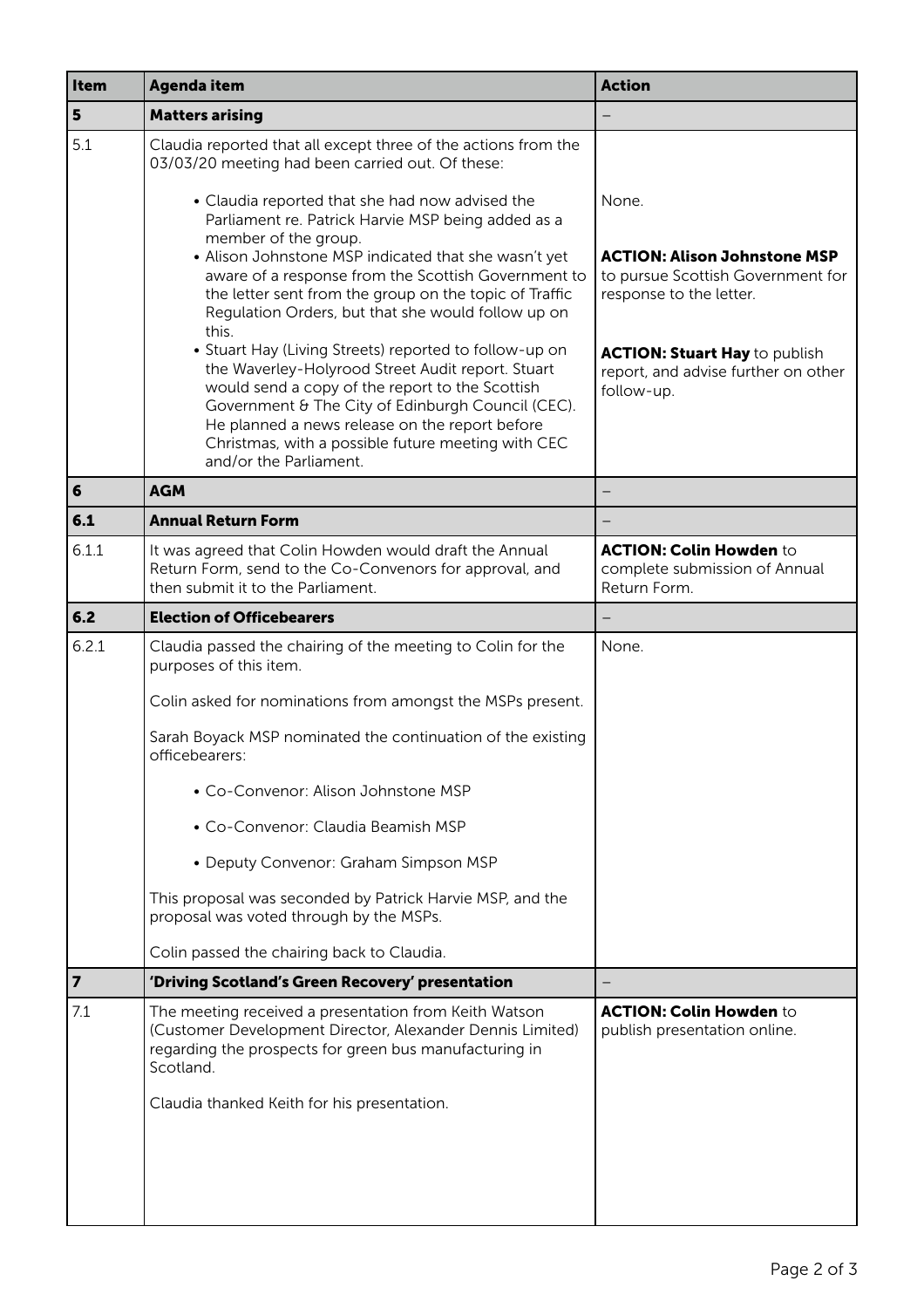| Item | Agenda item | Action |
| --- | --- | --- |
| **5** | **Matters arising** | – |
| 5.1 | Claudia reported that all except three of the actions from the 03/03/20 meeting had been carried out. Of these:<br><br>• Claudia reported that she had now advised the Parliament re. Patrick Harvie MSP being added as a member of the group.<br>• Alison Johnstone MSP indicated that she wasn't yet aware of a response from the Scottish Government to the letter sent from the group on the topic of Traffic Regulation Orders, but that she would follow up on this.<br>• Stuart Hay (Living Streets) reported to follow-up on the Waverley-Holyrood Street Audit report. Stuart would send a copy of the report to the Scottish Government & The City of Edinburgh Council (CEC). He planned a news release on the report before Christmas, with a possible future meeting with CEC and/or the Parliament. | None.<br><br>**ACTION: Alison Johnstone MSP** to pursue Scottish Government for response to the letter.<br><br>**ACTION: Stuart Hay** to publish report, and advise further on other follow-up. |
| **6** | **AGM** | – |
| **6.1** | **Annual Return Form** | – |
| 6.1.1 | It was agreed that Colin Howden would draft the Annual Return Form, send to the Co-Convenors for approval, and then submit it to the Parliament. | **ACTION: Colin Howden** to complete submission of Annual Return Form. |
| **6.2** | **Election of Officebearers** | – |
| 6.2.1 | Claudia passed the chairing of the meeting to Colin for the purposes of this item.<br><br>Colin asked for nominations from amongst the MSPs present.<br><br>Sarah Boyack MSP nominated the continuation of the existing officebearers:<br><br>• Co-Convenor: Alison Johnstone MSP<br>• Co-Convenor: Claudia Beamish MSP<br>• Deputy Convenor: Graham Simpson MSP<br><br>This proposal was seconded by Patrick Harvie MSP, and the proposal was voted through by the MSPs.<br><br>Colin passed the chairing back to Claudia. | None. |
| **7** | **'Driving Scotland's Green Recovery' presentation** | – |
| 7.1 | The meeting received a presentation from Keith Watson (Customer Development Director, Alexander Dennis Limited) regarding the prospects for green bus manufacturing in Scotland.<br><br>Claudia thanked Keith for his presentation. | **ACTION: Colin Howden** to publish presentation online. |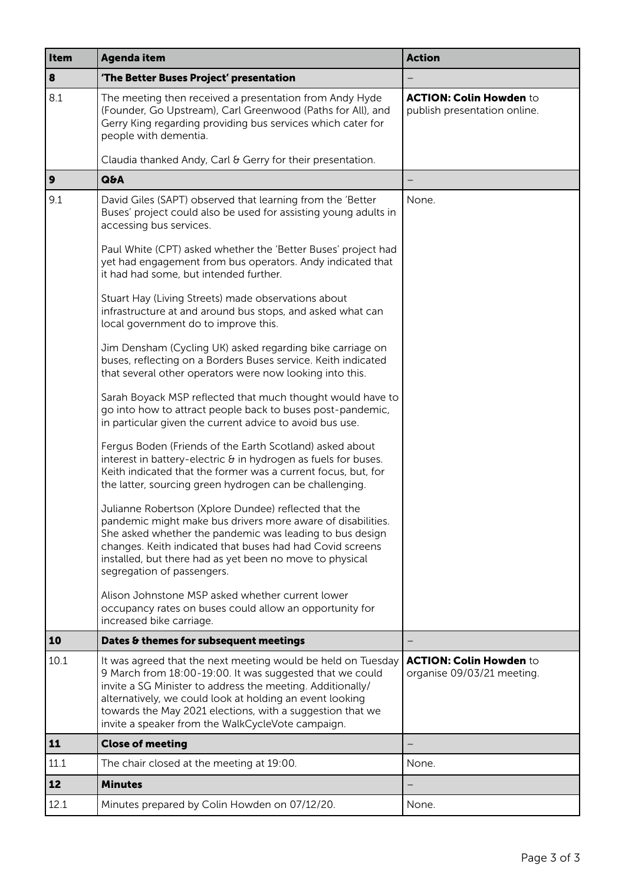| Item | Agenda item | Action |
|---|---|---|
| **8** | **'The Better Buses Project' presentation** | – |
| 8.1 | The meeting then received a presentation from Andy Hyde (Founder, Go Upstream), Carl Greenwood (Paths for All), and Gerry King regarding providing bus services which cater for people with dementia.<br><br>Claudia thanked Andy, Carl & Gerry for their presentation. | **ACTION: Colin Howden** to publish presentation online. |
| **9** | **Q&A** | – |
| 9.1 | David Giles (SAPT) observed that learning from the 'Better Buses' project could also be used for assisting young adults in accessing bus services.<br><br>Paul White (CPT) asked whether the 'Better Buses' project had yet had engagement from bus operators. Andy indicated that it had had some, but intended further.<br><br>Stuart Hay (Living Streets) made observations about infrastructure at and around bus stops, and asked what can local government do to improve this.<br><br>Jim Densham (Cycling UK) asked regarding bike carriage on buses, reflecting on a Borders Buses service. Keith indicated that several other operators were now looking into this.<br><br>Sarah Boyack MSP reflected that much thought would have to go into how to attract people back to buses post-pandemic, in particular given the current advice to avoid bus use.<br><br>Fergus Boden (Friends of the Earth Scotland) asked about interest in battery-electric & in hydrogen as fuels for buses. Keith indicated that the former was a current focus, but, for the latter, sourcing green hydrogen can be challenging.<br><br>Julianne Robertson (Xplore Dundee) reflected that the pandemic might make bus drivers more aware of disabilities. She asked whether the pandemic was leading to bus design changes. Keith indicated that buses had had Covid screens installed, but there had as yet been no move to physical segregation of passengers.<br><br>Alison Johnstone MSP asked whether current lower occupancy rates on buses could allow an opportunity for increased bike carriage. | None. |
| **10** | **Dates & themes for subsequent meetings** | – |
| 10.1 | It was agreed that the next meeting would be held on Tuesday 9 March from 18:00-19:00. It was suggested that we could invite a SG Minister to address the meeting. Additionally/ alternatively, we could look at holding an event looking towards the May 2021 elections, with a suggestion that we invite a speaker from the WalkCycleVote campaign. | **ACTION: Colin Howden** to organise 09/03/21 meeting. |
| **11** | **Close of meeting** | – |
| 11.1 | The chair closed at the meeting at 19:00. | None. |
| **12** | **Minutes** | – |
| 12.1 | Minutes prepared by Colin Howden on 07/12/20. | None. |